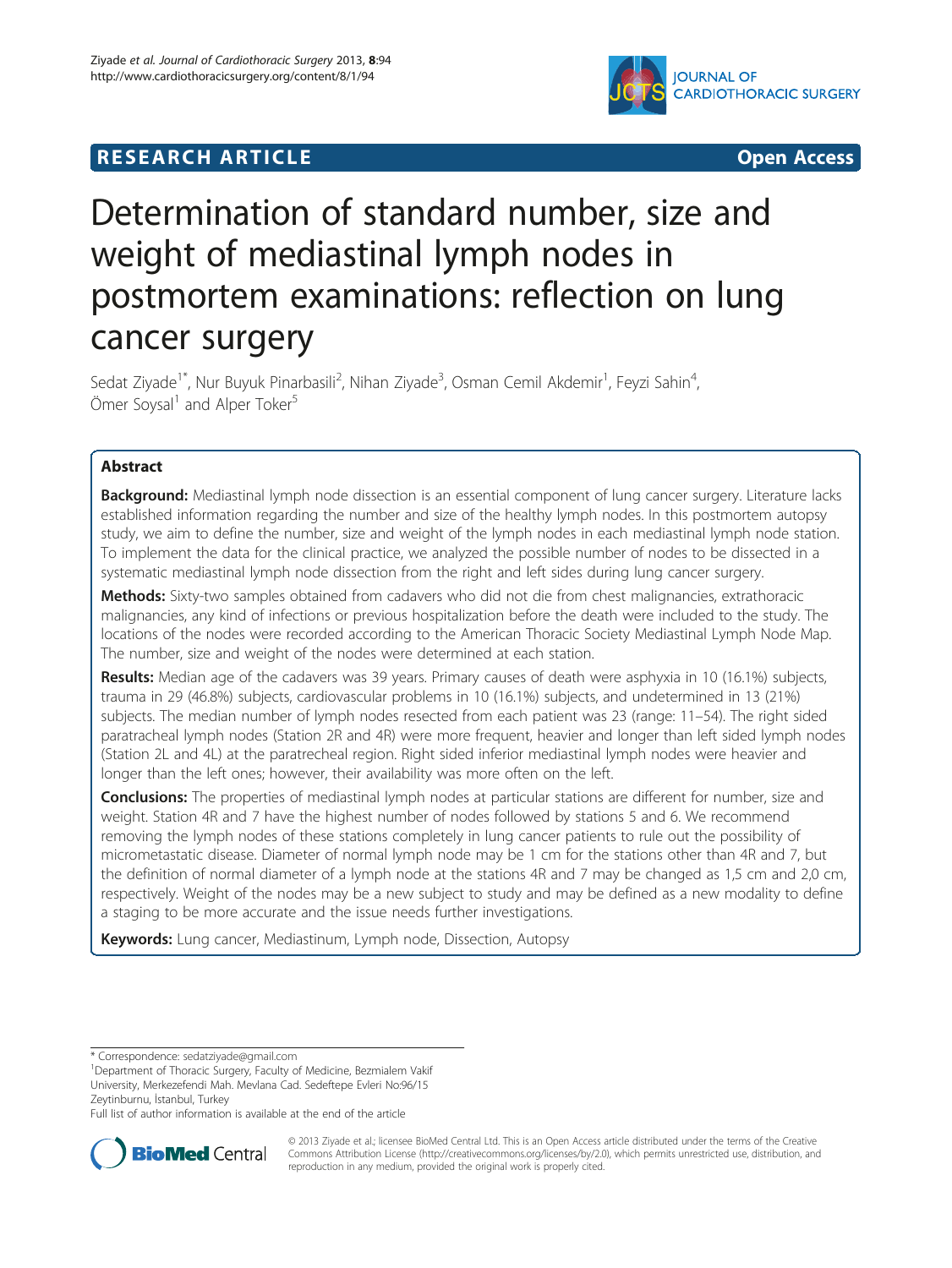RESEARCH ARTICLE

Open Access

# Determination of standard number, size and weight of mediastinal lymph nodes in postmortem examinations: reflection on lung cancer surgery

Sedat Ziyade[1*], Nur Buyuk Pinarbasili[2], Nihan Ziyade[3], Osman Cemil Akdemir[1], Feyzi Sahin[4], Ömer Soysal[1] and Alper Toker[5]

## Abstract

**Background:** Mediastinal lymph node dissection is an essential component of lung cancer surgery. Literature lacks established information regarding the number and size of the healthy lymph nodes. In this postmortem autopsy study, we aim to define the number, size and weight of the lymph nodes in each mediastinal lymph node station. To implement the data for the clinical practice, we analyzed the possible number of nodes to be dissected in a systematic mediastinal lymph node dissection from the right and left sides during lung cancer surgery.

**Methods:** Sixty-two samples obtained from cadavers who did not die from chest malignancies, extrathoracic malignancies, any kind of infections or previous hospitalization before the death were included to the study. The locations of the nodes were recorded according to the American Thoracic Society Mediastinal Lymph Node Map. The number, size and weight of the nodes were determined at each station.

**Results:** Median age of the cadavers was 39 years. Primary causes of death were asphyxia in 10 (16.1%) subjects, trauma in 29 (46.8%) subjects, cardiovascular problems in 10 (16.1%) subjects, and undetermined in 13 (21%) subjects. The median number of lymph nodes resected from each patient was 23 (range: 11–54). The right sided paratracheal lymph nodes (Station 2R and 4R) were more frequent, heavier and longer than left sided lymph nodes (Station 2L and 4L) at the paratrecheal region. Right sided inferior mediastinal lymph nodes were heavier and longer than the left ones; however, their availability was more often on the left.

**Conclusions:** The properties of mediastinal lymph nodes at particular stations are different for number, size and weight. Station 4R and 7 have the highest number of nodes followed by stations 5 and 6. We recommend removing the lymph nodes of these stations completely in lung cancer patients to rule out the possibility of micrometastatic disease. Diameter of normal lymph node may be 1 cm for the stations other than 4R and 7, but the definition of normal diameter of a lymph node at the stations 4R and 7 may be changed as 1,5 cm and 2,0 cm, respectively. Weight of the nodes may be a new subject to study and may be defined as a new modality to define a staging to be more accurate and the issue needs further investigations.

**Keywords:** Lung cancer, Mediastinum, Lymph node, Dissection, Autopsy

\* Correspondence: sedatziyade@gmail.com
[1]Department of Thoracic Surgery, Faculty of Medicine, Bezmialem Vakif University, Merkezefendi Mah. Mevlana Cad. Sedeftepe Evleri No:96/15 Zeytinburnu, İstanbul, Turkey
Full list of author information is available at the end of the article

© 2013 Ziyade et al.; licensee BioMed Central Ltd. This is an Open Access article distributed under the terms of the Creative Commons Attribution License (http://creativecommons.org/licenses/by/2.0), which permits unrestricted use, distribution, and reproduction in any medium, provided the original work is properly cited.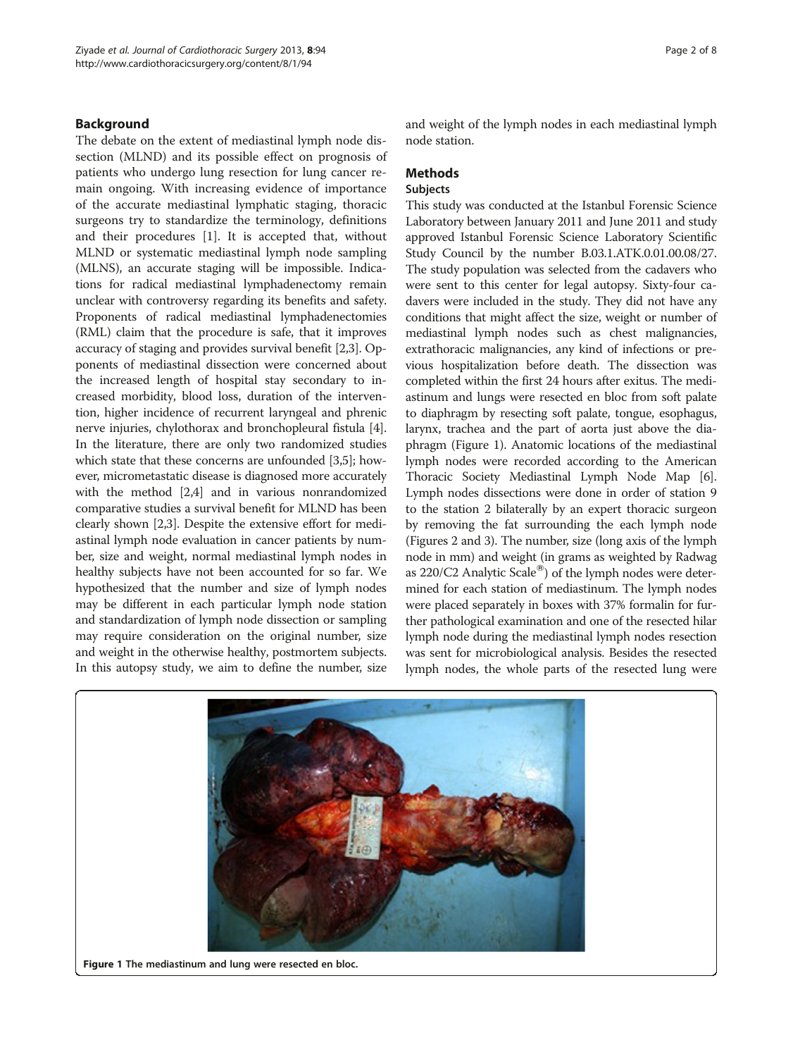## Background

The debate on the extent of mediastinal lymph node dissection (MLND) and its possible effect on prognosis of patients who undergo lung resection for lung cancer remain ongoing. With increasing evidence of importance of the accurate mediastinal lymphatic staging, thoracic surgeons try to standardize the terminology, definitions and their procedures [1]. It is accepted that, without MLND or systematic mediastinal lymph node sampling (MLNS), an accurate staging will be impossible. Indications for radical mediastinal lymphadenectomy remain unclear with controversy regarding its benefits and safety. Proponents of radical mediastinal lymphadenectomies (RML) claim that the procedure is safe, that it improves accuracy of staging and provides survival benefit [2,3]. Opponents of mediastinal dissection were concerned about the increased length of hospital stay secondary to increased morbidity, blood loss, duration of the intervention, higher incidence of recurrent laryngeal and phrenic nerve injuries, chylothorax and bronchopleural fistula [4]. In the literature, there are only two randomized studies which state that these concerns are unfounded [3,5]; however, micrometastatic disease is diagnosed more accurately with the method [2,4] and in various nonrandomized comparative studies a survival benefit for MLND has been clearly shown [2,3]. Despite the extensive effort for mediastinal lymph node evaluation in cancer patients by number, size and weight, normal mediastinal lymph nodes in healthy subjects have not been accounted for so far. We hypothesized that the number and size of lymph nodes may be different in each particular lymph node station and standardization of lymph node dissection or sampling may require consideration on the original number, size and weight in the otherwise healthy, postmortem subjects. In this autopsy study, we aim to define the number, size and weight of the lymph nodes in each mediastinal lymph node station.

## Methods

### Subjects

This study was conducted at the Istanbul Forensic Science Laboratory between January 2011 and June 2011 and study approved Istanbul Forensic Science Laboratory Scientific Study Council by the number B.03.1.ATK.0.01.00.08/27. The study population was selected from the cadavers who were sent to this center for legal autopsy. Sixty-four cadavers were included in the study. They did not have any conditions that might affect the size, weight or number of mediastinal lymph nodes such as chest malignancies, extrathoracic malignancies, any kind of infections or previous hospitalization before death. The dissection was completed within the first 24 hours after exitus. The mediastinum and lungs were resected en bloc from soft palate to diaphragm by resecting soft palate, tongue, esophagus, larynx, trachea and the part of aorta just above the diaphragm (Figure 1). Anatomic locations of the mediastinal lymph nodes were recorded according to the American Thoracic Society Mediastinal Lymph Node Map [6]. Lymph nodes dissections were done in order of station 9 to the station 2 bilaterally by an expert thoracic surgeon by removing the fat surrounding the each lymph node (Figures 2 and 3). The number, size (long axis of the lymph node in mm) and weight (in grams as weighted by Radwag as 220/C2 Analytic Scale®) of the lymph nodes were determined for each station of mediastinum. The lymph nodes were placed separately in boxes with 37% formalin for further pathological examination and one of the resected hilar lymph node during the mediastinal lymph nodes resection was sent for microbiological analysis. Besides the resected lymph nodes, the whole parts of the resected lung were

Figure 1 The mediastinum and lung were resected en bloc.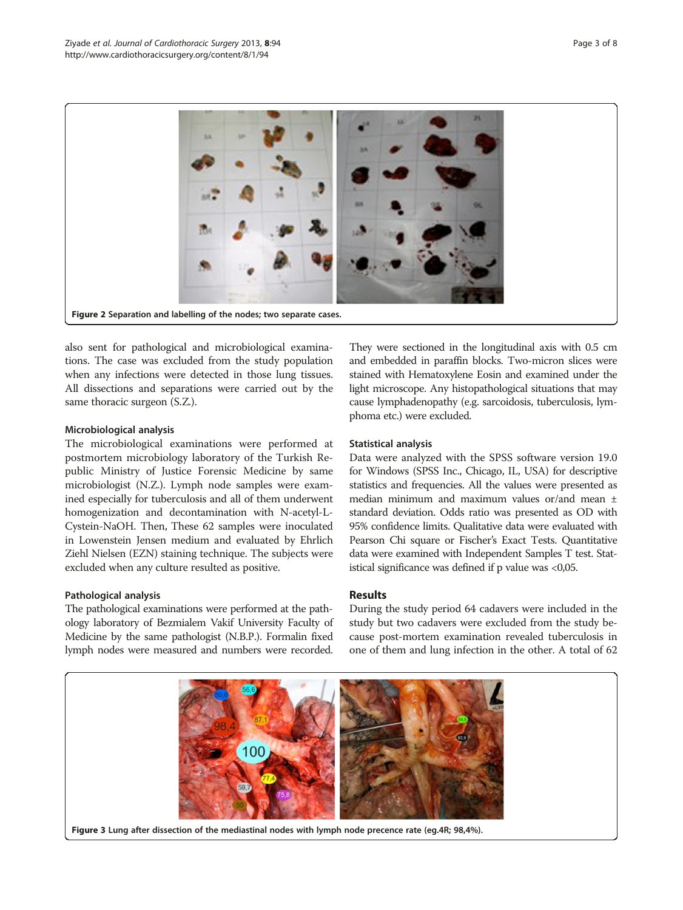Figure 2 Separation and labelling of the nodes; two separate cases.

also sent for pathological and microbiological examinations. The case was excluded from the study population when any infections were detected in those lung tissues. All dissections and separations were carried out by the same thoracic surgeon (S.Z.).

### Microbiological analysis

The microbiological examinations were performed at postmortem microbiology laboratory of the Turkish Republic Ministry of Justice Forensic Medicine by same microbiologist (N.Z.). Lymph node samples were examined especially for tuberculosis and all of them underwent homogenization and decontamination with N-acetyl-L-Cystein-NaOH. Then, These 62 samples were inoculated in Lowenstein Jensen medium and evaluated by Ehrlich Ziehl Nielsen (EZN) staining technique. The subjects were excluded when any culture resulted as positive.

### Pathological analysis

The pathological examinations were performed at the pathology laboratory of Bezmialem Vakif University Faculty of Medicine by the same pathologist (N.B.P.). Formalin fixed lymph nodes were measured and numbers were recorded. They were sectioned in the longitudinal axis with 0.5 cm and embedded in paraffin blocks. Two-micron slices were stained with Hematoxylene Eosin and examined under the light microscope. Any histopathological situations that may cause lymphadenopathy (e.g. sarcoidosis, tuberculosis, lymphoma etc.) were excluded.

### Statistical analysis

Data were analyzed with the SPSS software version 19.0 for Windows (SPSS Inc., Chicago, IL, USA) for descriptive statistics and frequencies. All the values were presented as median minimum and maximum values or/and mean ± standard deviation. Odds ratio was presented as OD with 95% confidence limits. Qualitative data were evaluated with Pearson Chi square or Fischer's Exact Tests. Quantitative data were examined with Independent Samples T test. Statistical significance was defined if p value was <0,05.

## Results

During the study period 64 cadavers were included in the study but two cadavers were excluded from the study because post-mortem examination revealed tuberculosis in one of them and lung infection in the other. A total of 62

Figure 3 Lung after dissection of the mediastinal nodes with lymph node precence rate (eg.4R; 98,4%).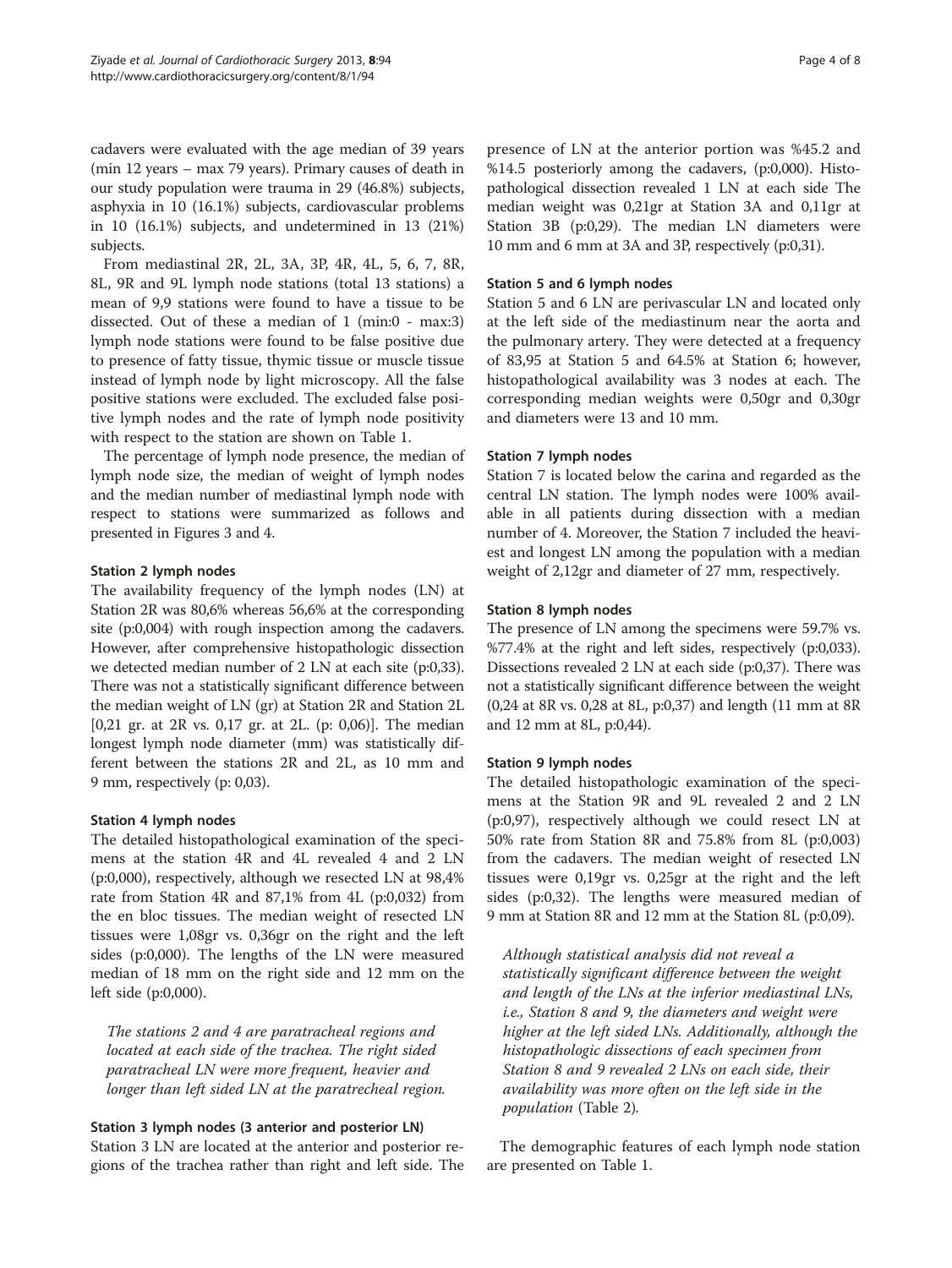cadavers were evaluated with the age median of 39 years (min 12 years – max 79 years). Primary causes of death in our study population were trauma in 29 (46.8%) subjects, asphyxia in 10 (16.1%) subjects, cardiovascular problems in 10 (16.1%) subjects, and undetermined in 13 (21%) subjects.

From mediastinal 2R, 2L, 3A, 3P, 4R, 4L, 5, 6, 7, 8R, 8L, 9R and 9L lymph node stations (total 13 stations) a mean of 9,9 stations were found to have a tissue to be dissected. Out of these a median of 1 (min:0 - max:3) lymph node stations were found to be false positive due to presence of fatty tissue, thymic tissue or muscle tissue instead of lymph node by light microscopy. All the false positive stations were excluded. The excluded false positive lymph nodes and the rate of lymph node positivity with respect to the station are shown on Table 1.

The percentage of lymph node presence, the median of lymph node size, the median of weight of lymph nodes and the median number of mediastinal lymph node with respect to stations were summarized as follows and presented in Figures 3 and 4.

### Station 2 lymph nodes

The availability frequency of the lymph nodes (LN) at Station 2R was 80,6% whereas 56,6% at the corresponding site (p:0,004) with rough inspection among the cadavers. However, after comprehensive histopathologic dissection we detected median number of 2 LN at each site (p:0,33). There was not a statistically significant difference between the median weight of LN (gr) at Station 2R and Station 2L [0,21 gr. at 2R vs. 0,17 gr. at 2L. (p: 0,06)]. The median longest lymph node diameter (mm) was statistically different between the stations 2R and 2L, as 10 mm and 9 mm, respectively (p: 0,03).

### Station 4 lymph nodes

The detailed histopathological examination of the specimens at the station 4R and 4L revealed 4 and 2 LN (p:0,000), respectively, although we resected LN at 98,4% rate from Station 4R and 87,1% from 4L (p:0,032) from the en bloc tissues. The median weight of resected LN tissues were 1,08gr vs. 0,36gr on the right and the left sides (p:0,000). The lengths of the LN were measured median of 18 mm on the right side and 12 mm on the left side (p:0,000).

*The stations 2 and 4 are paratracheal regions and located at each side of the trachea. The right sided paratracheal LN were more frequent, heavier and longer than left sided LN at the paratrecheal region.*

### Station 3 lymph nodes (3 anterior and posterior LN)

Station 3 LN are located at the anterior and posterior regions of the trachea rather than right and left side. The presence of LN at the anterior portion was %45.2 and %14.5 posteriorly among the cadavers, (p:0,000). Histopathological dissection revealed 1 LN at each side The median weight was 0,21gr at Station 3A and 0,11gr at Station 3B (p:0,29). The median LN diameters were 10 mm and 6 mm at 3A and 3P, respectively (p:0,31).

### Station 5 and 6 lymph nodes

Station 5 and 6 LN are perivascular LN and located only at the left side of the mediastinum near the aorta and the pulmonary artery. They were detected at a frequency of 83,95 at Station 5 and 64.5% at Station 6; however, histopathological availability was 3 nodes at each. The corresponding median weights were 0,50gr and 0,30gr and diameters were 13 and 10 mm.

### Station 7 lymph nodes

Station 7 is located below the carina and regarded as the central LN station. The lymph nodes were 100% available in all patients during dissection with a median number of 4. Moreover, the Station 7 included the heaviest and longest LN among the population with a median weight of 2,12gr and diameter of 27 mm, respectively.

### Station 8 lymph nodes

The presence of LN among the specimens were 59.7% vs. %77.4% at the right and left sides, respectively (p:0,033). Dissections revealed 2 LN at each side (p:0,37). There was not a statistically significant difference between the weight (0,24 at 8R vs. 0,28 at 8L, p:0,37) and length (11 mm at 8R and 12 mm at 8L, p:0,44).

### Station 9 lymph nodes

The detailed histopathologic examination of the specimens at the Station 9R and 9L revealed 2 and 2 LN (p:0,97), respectively although we could resect LN at 50% rate from Station 8R and 75.8% from 8L (p:0,003) from the cadavers. The median weight of resected LN tissues were 0,19gr vs. 0,25gr at the right and the left sides (p:0,32). The lengths were measured median of 9 mm at Station 8R and 12 mm at the Station 8L (p:0,09).

*Although statistical analysis did not reveal a statistically significant difference between the weight and length of the LNs at the inferior mediastinal LNs, i.e., Station 8 and 9, the diameters and weight were higher at the left sided LNs. Additionally, although the histopathologic dissections of each specimen from Station 8 and 9 revealed 2 LNs on each side, their availability was more often on the left side in the population* (Table 2).

The demographic features of each lymph node station are presented on Table 1.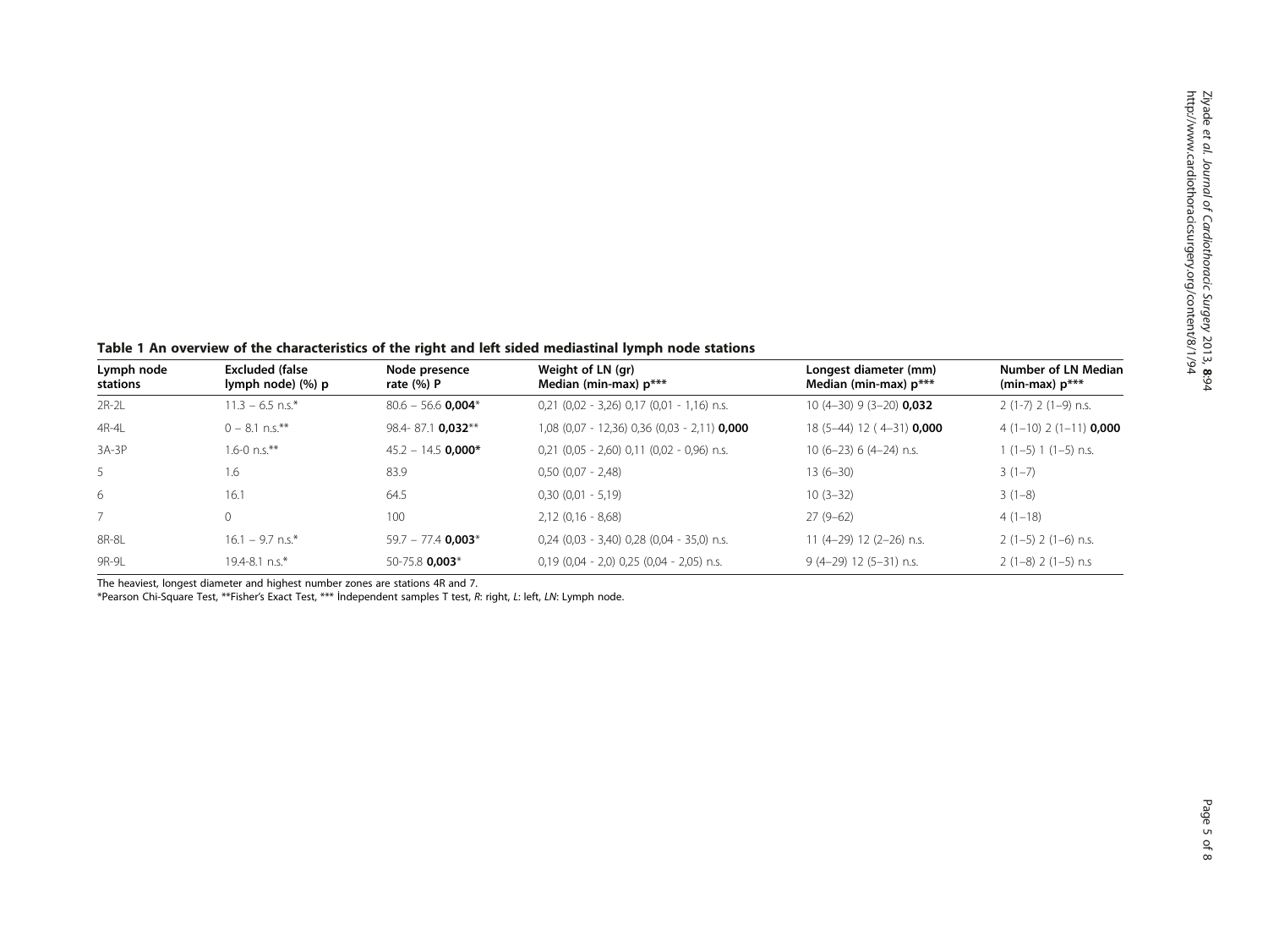**Table 1 An overview of the characteristics of the right and left sided mediastinal lymph node stations**

| Lymph node stations | Excluded (false lymph node) (%) p | Node presence rate (%) P | Weight of LN (gr) Median (min-max) p*** | Longest diameter (mm) Median (min-max) p*** | Number of LN Median (min-max) p*** |
|---|---|---|---|---|---|
| 2R-2L | 11.3 – 6.5 n.s.* | 80.6 – 56.6 **0,004*** | 0,21 (0,02 - 3,26) 0,17 (0,01 - 1,16) n.s. | 10 (4–30) 9 (3–20) **0,032** | 2 (1-7) 2 (1–9) n.s. |
| 4R-4L | 0 – 8.1 n.s.** | 98.4- 87.1 **0,032**** | 1,08 (0,07 - 12,36) 0,36 (0,03 - 2,11) **0,000** | 18 (5–44) 12 ( 4–31) **0,000** | 4 (1–10) 2 (1–11) **0,000** |
| 3A-3P | 1.6-0 n.s.** | 45.2 – 14.5 **0,000*** | 0,21 (0,05 - 2,60) 0,11 (0,02 - 0,96) n.s. | 10 (6–23) 6 (4–24) n.s. | 1 (1–5) 1 (1–5) n.s. |
| 5 | 1.6 | 83.9 | 0,50 (0,07 - 2,48) | 13 (6–30) | 3 (1–7) |
| 6 | 16.1 | 64.5 | 0,30 (0,01 - 5,19) | 10 (3–32) | 3 (1–8) |
| 7 | 0 | 100 | 2,12 (0,16 - 8,68) | 27 (9–62) | 4 (1–18) |
| 8R-8L | 16.1 – 9.7 n.s.* | 59.7 – 77.4 **0,003*** | 0,24 (0,03 - 3,40) 0,28 (0,04 - 35,0) n.s. | 11 (4–29) 12 (2–26) n.s. | 2 (1–5) 2 (1–6) n.s. |
| 9R-9L | 19.4-8.1 n.s.* | 50-75.8 **0,003*** | 0,19 (0,04 - 2,0) 0,25 (0,04 - 2,05) n.s. | 9 (4–29) 12 (5–31) n.s. | 2 (1–8) 2 (1–5) n.s |

The heaviest, longest diameter and highest number zones are stations 4R and 7.

*Pearson Chi-Square Test, **Fisher's Exact Test, *** İndependent samples T test, *R*: right, *L*: left, *LN*: Lymph node.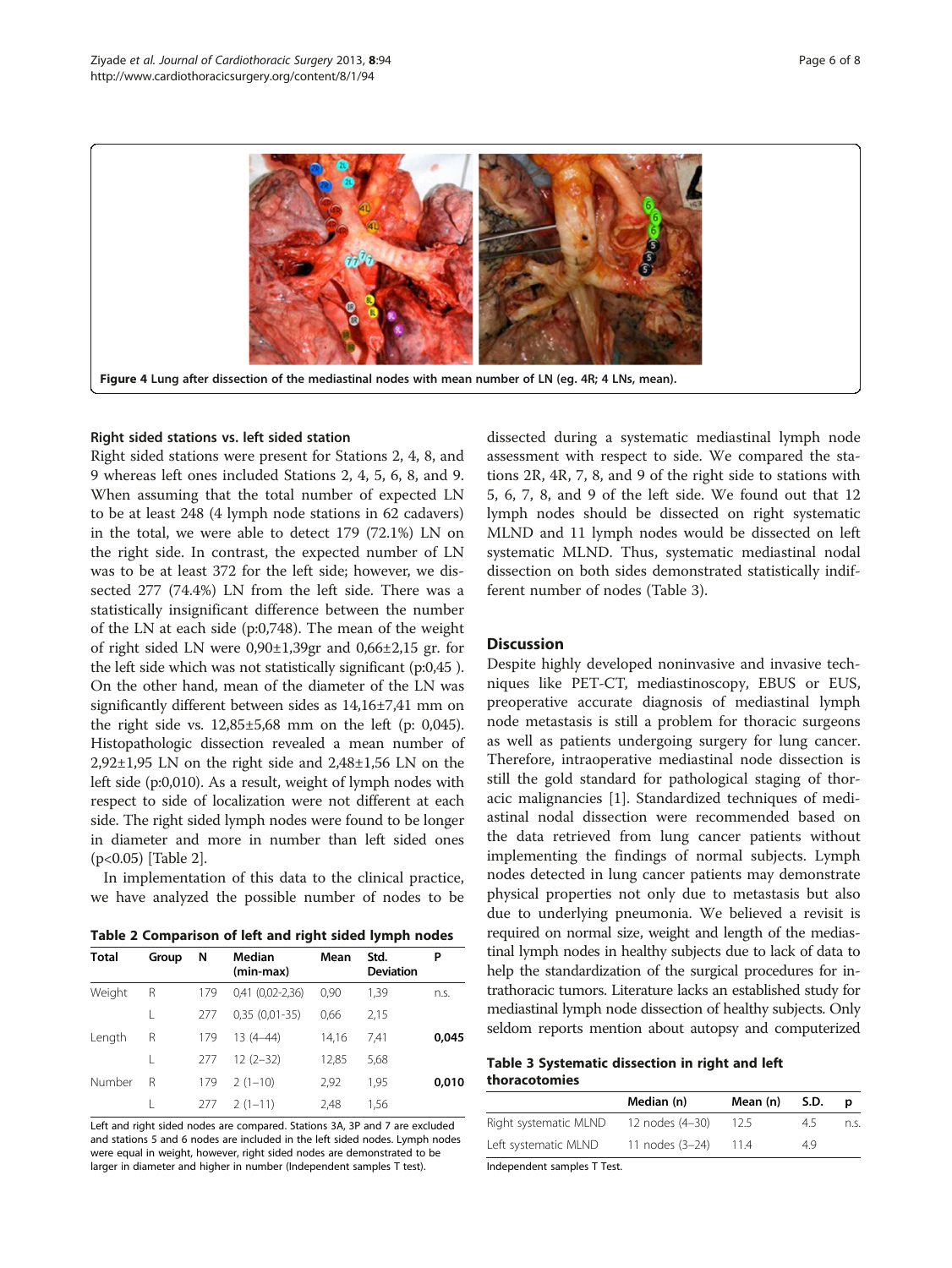Figure 4 Lung after dissection of the mediastinal nodes with mean number of LN (eg. 4R; 4 LNs, mean).

### Right sided stations vs. left sided station

Right sided stations were present for Stations 2, 4, 8, and 9 whereas left ones included Stations 2, 4, 5, 6, 8, and 9. When assuming that the total number of expected LN to be at least 248 (4 lymph node stations in 62 cadavers) in the total, we were able to detect 179 (72.1%) LN on the right side. In contrast, the expected number of LN was to be at least 372 for the left side; however, we dissected 277 (74.4%) LN from the left side. There was a statistically insignificant difference between the number of the LN at each side (p:0,748). The mean of the weight of right sided LN were 0,90±1,39gr and 0,66±2,15 gr. for the left side which was not statistically significant (p:0,45 ). On the other hand, mean of the diameter of the LN was significantly different between sides as 14,16±7,41 mm on the right side vs. 12,85±5,68 mm on the left (p: 0,045). Histopathologic dissection revealed a mean number of 2,92±1,95 LN on the right side and 2,48±1,56 LN on the left side (p:0,010). As a result, weight of lymph nodes with respect to side of localization were not different at each side. The right sided lymph nodes were found to be longer in diameter and more in number than left sided ones ($p<0.05$) [Table 2].

In implementation of this data to the clinical practice, we have analyzed the possible number of nodes to be dissected during a systematic mediastinal lymph node assessment with respect to side. We compared the stations 2R, 4R, 7, 8, and 9 of the right side to stations with 5, 6, 7, 8, and 9 of the left side. We found out that 12 lymph nodes should be dissected on right systematic MLND and 11 lymph nodes would be dissected on left systematic MLND. Thus, systematic mediastinal nodal dissection on both sides demonstrated statistically indifferent number of nodes (Table 3).

**Table 2 Comparison of left and right sided lymph nodes**

| Total | Group | N | Median (min-max) | Mean | Std. Deviation | P |
|---|---|---|---|---|---|---|
| Weight | R | 179 | 0,41 (0,02-2,36) | 0,90 | 1,39 | n.s. |
| | L | 277 | 0,35 (0,01-35) | 0,66 | 2,15 | |
| Length | R | 179 | 13 (4–44) | 14,16 | 7,41 | **0,045** |
| | L | 277 | 12 (2–32) | 12,85 | 5,68 | |
| Number | R | 179 | 2 (1–10) | 2,92 | 1,95 | **0,010** |
| | L | 277 | 2 (1–11) | 2,48 | 1,56 | |

Left and right sided nodes are compared. Stations 3A, 3P and 7 are excluded and stations 5 and 6 nodes are included in the left sided nodes. Lymph nodes were equal in weight, however, right sided nodes are demonstrated to be larger in diameter and higher in number (Independent samples T test).

## Discussion

Despite highly developed noninvasive and invasive techniques like PET-CT, mediastinoscopy, EBUS or EUS, preoperative accurate diagnosis of mediastinal lymph node metastasis is still a problem for thoracic surgeons as well as patients undergoing surgery for lung cancer. Therefore, intraoperative mediastinal node dissection is still the gold standard for pathological staging of thoracic malignancies [1]. Standardized techniques of mediastinal nodal dissection were recommended based on the data retrieved from lung cancer patients without implementing the findings of normal subjects. Lymph nodes detected in lung cancer patients may demonstrate physical properties not only due to metastasis but also due to underlying pneumonia. We believed a revisit is required on normal size, weight and length of the mediastinal lymph nodes in healthy subjects due to lack of data to help the standardization of the surgical procedures for intrathoracic tumors. Literature lacks an established study for mediastinal lymph node dissection of healthy subjects. Only seldom reports mention about autopsy and computerized

**Table 3 Systematic dissection in right and left thoracotomies**

| | Median (n) | Mean (n) | S.D. | p |
|---|---|---|---|---|
| Right systematic MLND | 12 nodes (4–30) | 12.5 | 4.5 | n.s. |
| Left systematic MLND | 11 nodes (3–24) | 11.4 | 4.9 | |

Independent samples T Test.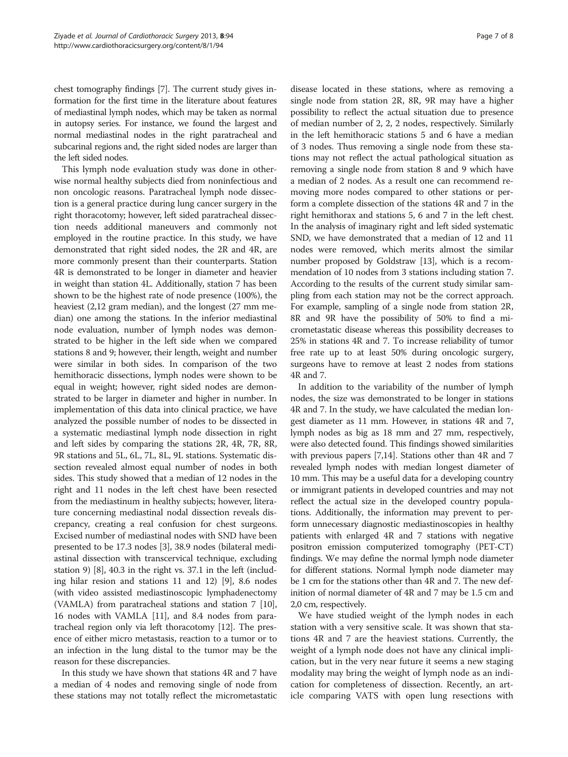chest tomography findings [7]. The current study gives information for the first time in the literature about features of mediastinal lymph nodes, which may be taken as normal in autopsy series. For instance, we found the largest and normal mediastinal nodes in the right paratracheal and subcarinal regions and, the right sided nodes are larger than the left sided nodes.

This lymph node evaluation study was done in otherwise normal healthy subjects died from noninfectious and non oncologic reasons. Paratracheal lymph node dissection is a general practice during lung cancer surgery in the right thoracotomy; however, left sided paratracheal dissection needs additional maneuvers and commonly not employed in the routine practice. In this study, we have demonstrated that right sided nodes, the 2R and 4R, are more commonly present than their counterparts. Station 4R is demonstrated to be longer in diameter and heavier in weight than station 4L. Additionally, station 7 has been shown to be the highest rate of node presence (100%), the heaviest (2,12 gram median), and the longest (27 mm median) one among the stations. In the inferior mediastinal node evaluation, number of lymph nodes was demonstrated to be higher in the left side when we compared stations 8 and 9; however, their length, weight and number were similar in both sides. In comparison of the two hemithoracic dissections, lymph nodes were shown to be equal in weight; however, right sided nodes are demonstrated to be larger in diameter and higher in number. In implementation of this data into clinical practice, we have analyzed the possible number of nodes to be dissected in a systematic mediastinal lymph node dissection in right and left sides by comparing the stations 2R, 4R, 7R, 8R, 9R stations and 5L, 6L, 7L, 8L, 9L stations. Systematic dissection revealed almost equal number of nodes in both sides. This study showed that a median of 12 nodes in the right and 11 nodes in the left chest have been resected from the mediastinum in healthy subjects; however, literature concerning mediastinal nodal dissection reveals discrepancy, creating a real confusion for chest surgeons. Excised number of mediastinal nodes with SND have been presented to be 17.3 nodes [3], 38.9 nodes (bilateral mediastinal dissection with transcervical technique, excluding station 9) [8], 40.3 in the right vs. 37.1 in the left (including hilar resion and stations 11 and 12) [9], 8.6 nodes (with video assisted mediastinoscopic lymphadenectomy (VAMLA) from paratracheal stations and station 7 [10], 16 nodes with VAMLA [11], and 8.4 nodes from paratracheal region only via left thoracotomy [12]. The presence of either micro metastasis, reaction to a tumor or to an infection in the lung distal to the tumor may be the reason for these discrepancies.

In this study we have shown that stations 4R and 7 have a median of 4 nodes and removing single of node from these stations may not totally reflect the micrometastatic disease located in these stations, where as removing a single node from station 2R, 8R, 9R may have a higher possibility to reflect the actual situation due to presence of median number of 2, 2, 2 nodes, respectively. Similarly in the left hemithoracic stations 5 and 6 have a median of 3 nodes. Thus removing a single node from these stations may not reflect the actual pathological situation as removing a single node from station 8 and 9 which have a median of 2 nodes. As a result one can recommend removing more nodes compared to other stations or perform a complete dissection of the stations 4R and 7 in the right hemithorax and stations 5, 6 and 7 in the left chest. In the analysis of imaginary right and left sided systematic SND, we have demonstrated that a median of 12 and 11 nodes were removed, which merits almost the similar number proposed by Goldstraw [13], which is a recommendation of 10 nodes from 3 stations including station 7. According to the results of the current study similar sampling from each station may not be the correct approach. For example, sampling of a single node from station 2R, 8R and 9R have the possibility of 50% to find a micrometastatic disease whereas this possibility decreases to 25% in stations 4R and 7. To increase reliability of tumor free rate up to at least 50% during oncologic surgery, surgeons have to remove at least 2 nodes from stations 4R and 7.

In addition to the variability of the number of lymph nodes, the size was demonstrated to be longer in stations 4R and 7. In the study, we have calculated the median longest diameter as 11 mm. However, in stations 4R and 7, lymph nodes as big as 18 mm and 27 mm, respectively, were also detected found. This findings showed similarities with previous papers [7,14]. Stations other than 4R and 7 revealed lymph nodes with median longest diameter of 10 mm. This may be a useful data for a developing country or immigrant patients in developed countries and may not reflect the actual size in the developed country populations. Additionally, the information may prevent to perform unnecessary diagnostic mediastinoscopies in healthy patients with enlarged 4R and 7 stations with negative positron emission computerized tomography (PET-CT) findings. We may define the normal lymph node diameter for different stations. Normal lymph node diameter may be 1 cm for the stations other than 4R and 7. The new definition of normal diameter of 4R and 7 may be 1.5 cm and 2,0 cm, respectively.

We have studied weight of the lymph nodes in each station with a very sensitive scale. It was shown that stations 4R and 7 are the heaviest stations. Currently, the weight of a lymph node does not have any clinical implication, but in the very near future it seems a new staging modality may bring the weight of lymph node as an indication for completeness of dissection. Recently, an article comparing VATS with open lung resections with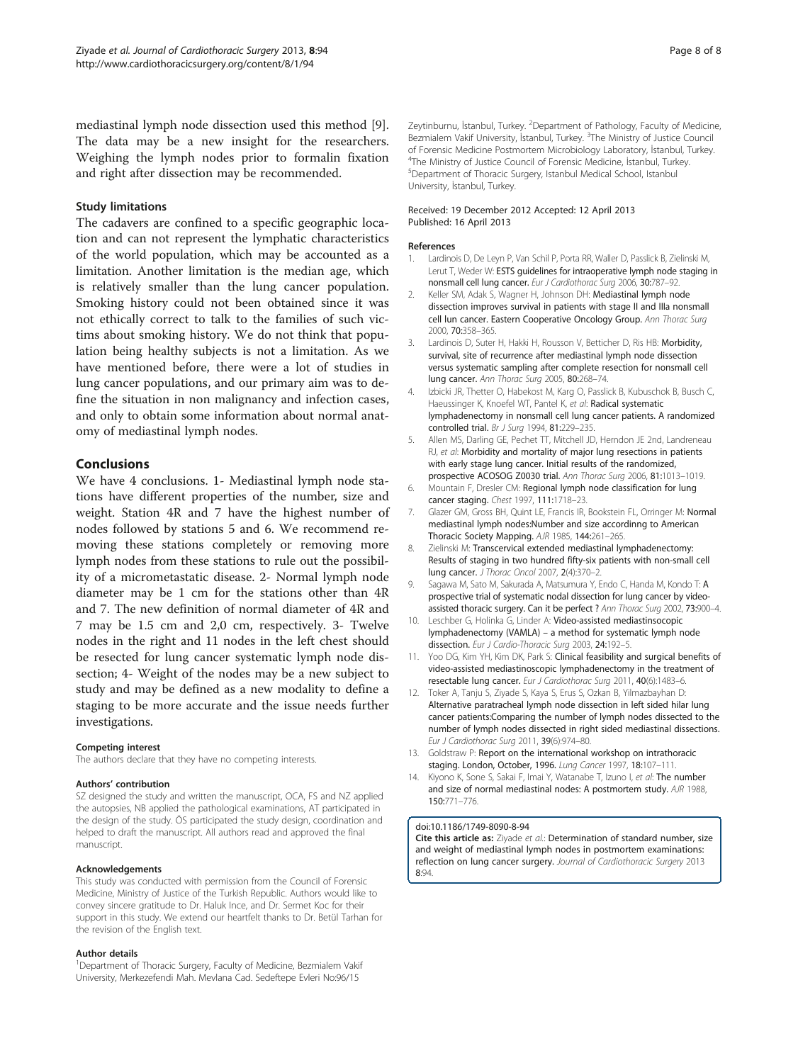mediastinal lymph node dissection used this method [9]. The data may be a new insight for the researchers. Weighing the lymph nodes prior to formalin fixation and right after dissection may be recommended.

### Study limitations

The cadavers are confined to a specific geographic location and can not represent the lymphatic characteristics of the world population, which may be accounted as a limitation. Another limitation is the median age, which is relatively smaller than the lung cancer population. Smoking history could not been obtained since it was not ethically correct to talk to the families of such victims about smoking history. We do not think that population being healthy subjects is not a limitation. As we have mentioned before, there were a lot of studies in lung cancer populations, and our primary aim was to define the situation in non malignancy and infection cases, and only to obtain some information about normal anatomy of mediastinal lymph nodes.

## Conclusions

We have 4 conclusions. 1- Mediastinal lymph node stations have different properties of the number, size and weight. Station 4R and 7 have the highest number of nodes followed by stations 5 and 6. We recommend removing these stations completely or removing more lymph nodes from these stations to rule out the possibility of a micrometastatic disease. 2- Normal lymph node diameter may be 1 cm for the stations other than 4R and 7. The new definition of normal diameter of 4R and 7 may be 1.5 cm and 2,0 cm, respectively. 3- Twelve nodes in the right and 11 nodes in the left chest should be resected for lung cancer systematic lymph node dissection; 4- Weight of the nodes may be a new subject to study and may be defined as a new modality to define a staging to be more accurate and the issue needs further investigations.

#### Competing interest

The authors declare that they have no competing interests.

#### Authors' contribution

SZ designed the study and written the manuscript, OCA, FS and NZ applied the autopsies, NB applied the pathological examinations, AT participated in the design of the study. ÖS participated the study design, coordination and helped to draft the manuscript. All authors read and approved the final manuscript.

#### Acknowledgements

This study was conducted with permission from the Council of Forensic Medicine, Ministry of Justice of the Turkish Republic. Authors would like to convey sincere gratitude to Dr. Haluk Ince, and Dr. Sermet Koc for their support in this study. We extend our heartfelt thanks to Dr. Betül Tarhan for the revision of the English text.

#### Author details

[1]Department of Thoracic Surgery, Faculty of Medicine, Bezmialem Vakif University, Merkezefendi Mah. Mevlana Cad. Sedeftepe Evleri No:96/15 Zeytinburnu, İstanbul, Turkey. [2]Department of Pathology, Faculty of Medicine, Bezmialem Vakif University, İstanbul, Turkey. [3]The Ministry of Justice Council of Forensic Medicine Postmortem Microbiology Laboratory, İstanbul, Turkey. [4]The Ministry of Justice Council of Forensic Medicine, İstanbul, Turkey. [5]Department of Thoracic Surgery, Istanbul Medical School, Istanbul University, İstanbul, Turkey.

Received: 19 December 2012 Accepted: 12 April 2013
Published: 16 April 2013

#### References

1. Lardinois D, De Leyn P, Van Schil P, Porta RR, Waller D, Passlick B, Zielinski M, Lerut T, Weder W: **ESTS guidelines for intraoperative lymph node staging in nonsmall cell lung cancer.** *Eur J Cardiothorac Surg* 2006, **30:**787–92.
2. Keller SM, Adak S, Wagner H, Johnson DH: **Mediastinal lymph node dissection improves survival in patients with stage II and IIIa nonsmall cell lun cancer. Eastern Cooperative Oncology Group.** *Ann Thorac Surg* 2000, **70:**358–365.
3. Lardinois D, Suter H, Hakki H, Rousson V, Betticher D, Ris HB: **Morbidity, survival, site of recurrence after mediastinal lymph node dissection versus systematic sampling after complete resection for nonsmall cell lung cancer.** *Ann Thorac Surg* 2005, **80:**268–74.
4. Izbicki JR, Thetter O, Habekost M, Karg O, Passlick B, Kubuschok B, Busch C, Haeussinger K, Knoefel WT, Pantel K, *et al*: **Radical systematic lymphadenectomy in nonsmall cell lung cancer patients. A randomized controlled trial.** *Br J Surg* 1994, **81:**229–235.
5. Allen MS, Darling GE, Pechet TT, Mitchell JD, Herndon JE 2nd, Landreneau RJ, *et al*: **Morbidity and mortality of major lung resections in patients with early stage lung cancer. Initial results of the randomized, prospective ACOSOG Z0030 trial.** *Ann Thorac Surg* 2006, **81:**1013–1019.
6. Mountain F, Dresler CM: **Regional lymph node classification for lung cancer staging.** *Chest* 1997, **111:**1718–23.
7. Glazer GM, Gross BH, Quint LE, Francis IR, Bookstein FL, Orringer M: **Normal mediastinal lymph nodes:Number and size accordinng to American Thoracic Society Mapping.** *AJR* 1985, **144:**261–265.
8. Zielinski M: **Transcervical extended mediastinal lymphadenectomy: Results of staging in two hundred fifty-six patients with non-small cell lung cancer.** *J Thorac Oncol* 2007, **2**(4):370–2.
9. Sagawa M, Sato M, Sakurada A, Matsumura Y, Endo C, Handa M, Kondo T: **A prospective trial of systematic nodal dissection for lung cancer by video-assisted thoracic surgery. Can it be perfect ?** *Ann Thorac Surg* 2002, **73:**900–4.
10. Leschber G, Holinka G, Linder A: **Video-assisted mediastinsocopic lymphadenectomy (VAMLA) – a method for systematic lymph node dissection.** *Eur J Cardio-Thoracic Surg* 2003, **24:**192–5.
11. Yoo DG, Kim YH, Kim DK, Park S: **Clinical feasibility and surgical benefits of video-assisted mediastinoscopic lymphadenectomy in the treatment of resectable lung cancer.** *Eur J Cardiothorac Surg* 2011, **40**(6):1483–6.
12. Toker A, Tanju S, Ziyade S, Kaya S, Erus S, Ozkan B, Yilmazbayhan D: **Alternative paratracheal lymph node dissection in left sided hilar lung cancer patients:Comparing the number of lymph nodes dissected to the number of lymph nodes dissected in right sided mediastinal dissections.** *Eur J Cardiothorac Surg* 2011, **39**(6):974–80.
13. Goldstraw P: **Report on the international workshop on intrathoracic staging. London, October, 1996.** *Lung Cancer* 1997, **18:**107–111.
14. Kiyono K, Sone S, Sakai F, Imai Y, Watanabe T, Izuno I, *et al*: **The number and size of normal mediastinal nodes: A postmortem study.** *AJR* 1988, **150:**771–776.

doi:10.1186/1749-8090-8-94
**Cite this article as:** Ziyade *et al.*: Determination of standard number, size and weight of mediastinal lymph nodes in postmortem examinations: reflection on lung cancer surgery. *Journal of Cardiothoracic Surgery* 2013 **8**:94.